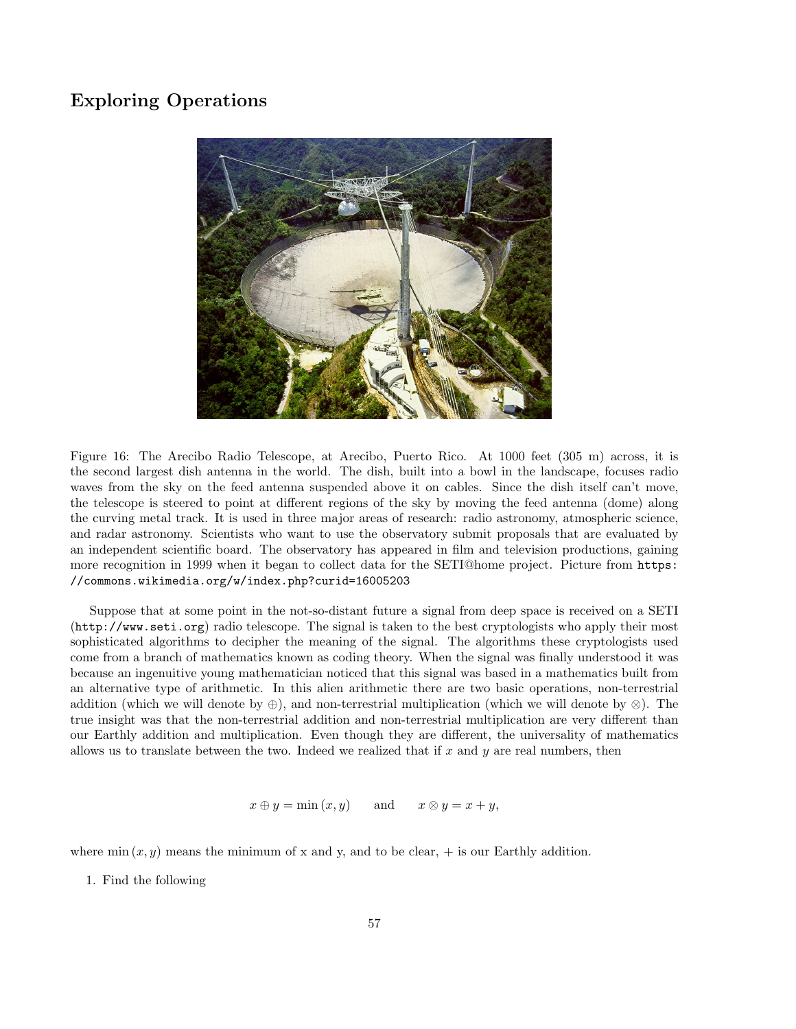## Exploring Operations

Figure 16: The Arecibo Radio Telescope, at Arecibo, Puerto Rico. At 1000 feet (305 m) across, it is the second largest dish antenna in the world. The dish, built into a bowl in the landscape, focuses radio waves from the sky on the feed antenna suspended above it on cables. Since the dish itself can't move, the telescope is steered to point at different regions of the sky by moving the feed antenna (dome) along the curving metal track. It is used in three major areas of research: radio astronomy, atmospheric science, and radar astronomy. Scientists who want to use the observatory submit proposals that are evaluated by an independent scientific board. The observatory has appeared in film and television productions, gaining more recognition in 1999 when it began to collect data for the SETI@home project. Picture from `https://commons.wikimedia.org/w/index.php?curid=16005203`

Suppose that at some point in the not-so-distant future a signal from deep space is received on a SETI (`http://www.seti.org`) radio telescope. The signal is taken to the best cryptologists who apply their most sophisticated algorithms to decipher the meaning of the signal. The algorithms these cryptologists used come from a branch of mathematics known as coding theory. When the signal was finally understood it was because an ingenuitive young mathematician noticed that this signal was based in a mathematics built from an alternative type of arithmetic. In this alien arithmetic there are two basic operations, non-terrestrial addition (which we will denote by $\oplus$), and non-terrestrial multiplication (which we will denote by $\otimes$). The true insight was that the non-terrestrial addition and non-terrestrial multiplication are very different than our Earthly addition and multiplication. Even though they are different, the universality of mathematics allows us to translate between the two. Indeed we realized that if $x$ and $y$ are real numbers, then

$$x \oplus y = \min(x, y) \qquad \text{and} \qquad x \otimes y = x + y,$$

where $\min(x, y)$ means the minimum of x and y, and to be clear, $+$ is our Earthly addition.

1. Find the following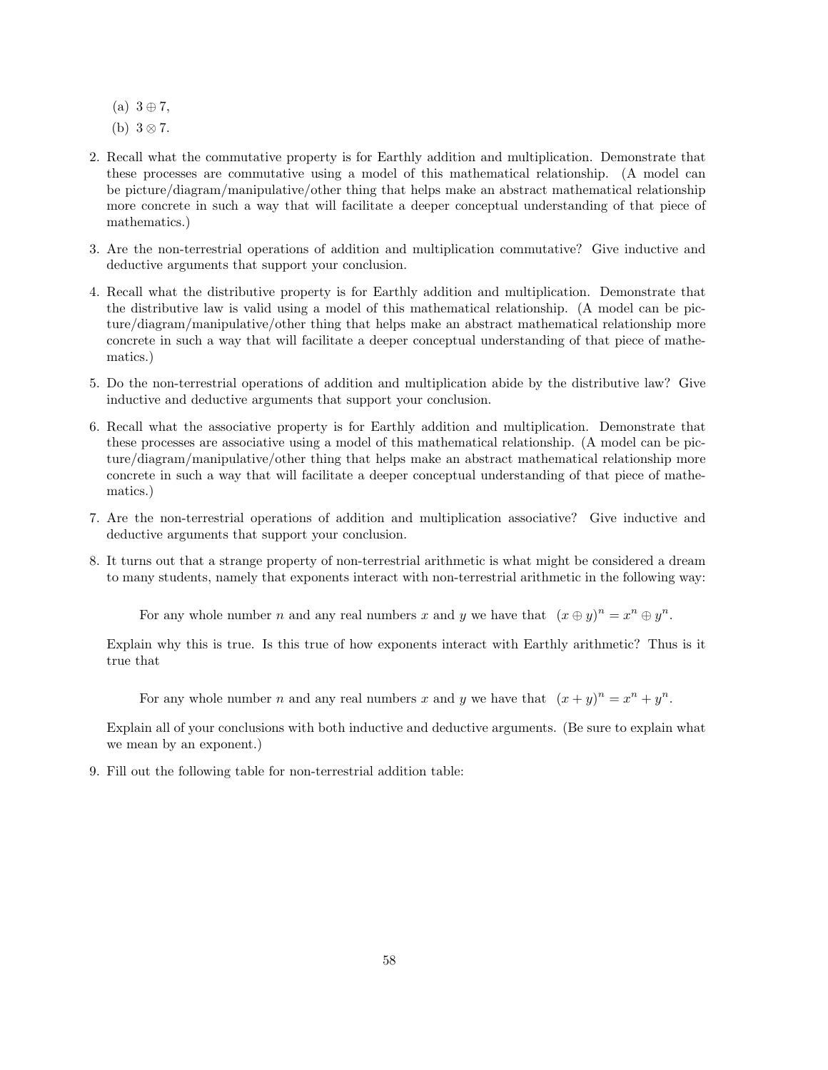(a) $3 \oplus 7$,

(b) $3 \otimes 7$.

2. Recall what the commutative property is for Earthly addition and multiplication. Demonstrate that these processes are commutative using a model of this mathematical relationship. (A model can be picture/diagram/manipulative/other thing that helps make an abstract mathematical relationship more concrete in such a way that will facilitate a deeper conceptual understanding of that piece of mathematics.)

3. Are the non-terrestrial operations of addition and multiplication commutative? Give inductive and deductive arguments that support your conclusion.

4. Recall what the distributive property is for Earthly addition and multiplication. Demonstrate that the distributive law is valid using a model of this mathematical relationship. (A model can be picture/diagram/manipulative/other thing that helps make an abstract mathematical relationship more concrete in such a way that will facilitate a deeper conceptual understanding of that piece of mathematics.)

5. Do the non-terrestrial operations of addition and multiplication abide by the distributive law? Give inductive and deductive arguments that support your conclusion.

6. Recall what the associative property is for Earthly addition and multiplication. Demonstrate that these processes are associative using a model of this mathematical relationship. (A model can be picture/diagram/manipulative/other thing that helps make an abstract mathematical relationship more concrete in such a way that will facilitate a deeper conceptual understanding of that piece of mathematics.)

7. Are the non-terrestrial operations of addition and multiplication associative? Give inductive and deductive arguments that support your conclusion.

8. It turns out that a strange property of non-terrestrial arithmetic is what might be considered a dream to many students, namely that exponents interact with non-terrestrial arithmetic in the following way:

   For any whole number $n$ and any real numbers $x$ and $y$ we have that $(x \oplus y)^n = x^n \oplus y^n$.

   Explain why this is true. Is this true of how exponents interact with Earthly arithmetic? Thus is it true that

   For any whole number $n$ and any real numbers $x$ and $y$ we have that $(x + y)^n = x^n + y^n$.

   Explain all of your conclusions with both inductive and deductive arguments. (Be sure to explain what we mean by an exponent.)

9. Fill out the following table for non-terrestrial addition table: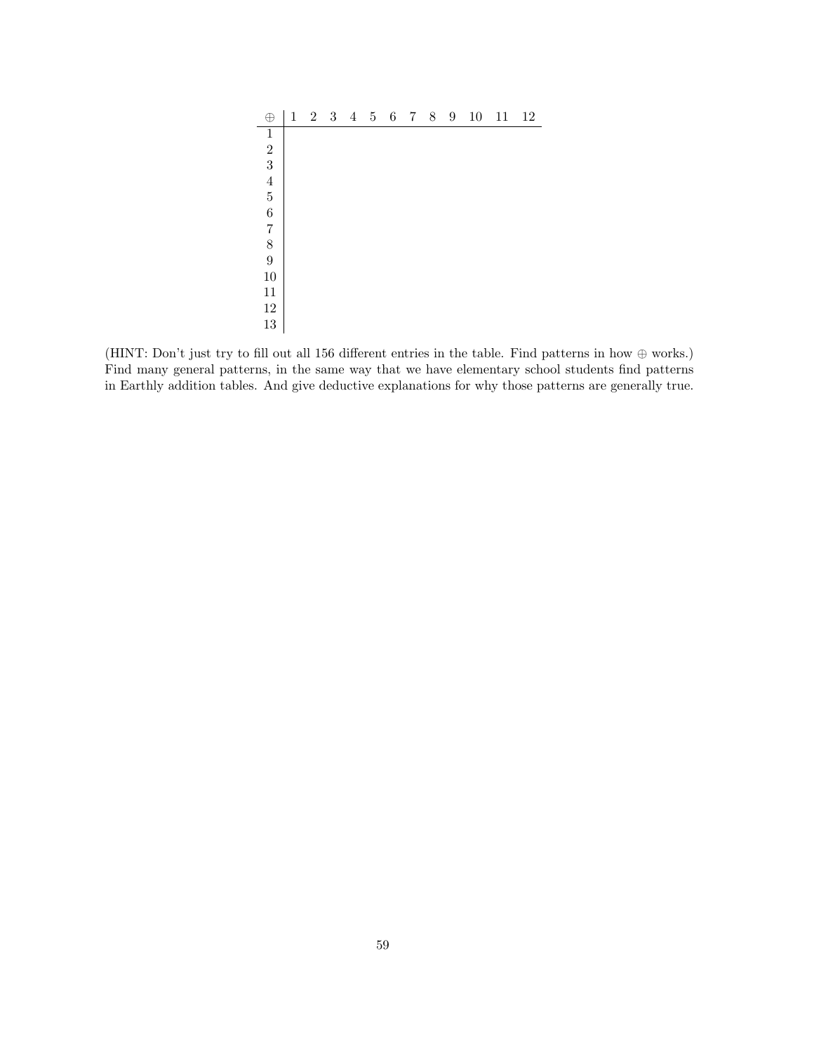| $\oplus$ | 1 | 2 | 3 | 4 | 5 | 6 | 7 | 8 | 9 | 10 | 11 | 12 |
|---|---|---|---|---|---|---|---|---|---|---|---|---|
| 1 | | | | | | | | | | | | |
| 2 | | | | | | | | | | | | |
| 3 | | | | | | | | | | | | |
| 4 | | | | | | | | | | | | |
| 5 | | | | | | | | | | | | |
| 6 | | | | | | | | | | | | |
| 7 | | | | | | | | | | | | |
| 8 | | | | | | | | | | | | |
| 9 | | | | | | | | | | | | |
| 10 | | | | | | | | | | | | |
| 11 | | | | | | | | | | | | |
| 12 | | | | | | | | | | | | |
| 13 | | | | | | | | | | | | |

(HINT: Don't just try to fill out all 156 different entries in the table. Find patterns in how $\oplus$ works.) Find many general patterns, in the same way that we have elementary school students find patterns in Earthly addition tables. And give deductive explanations for why those patterns are generally true.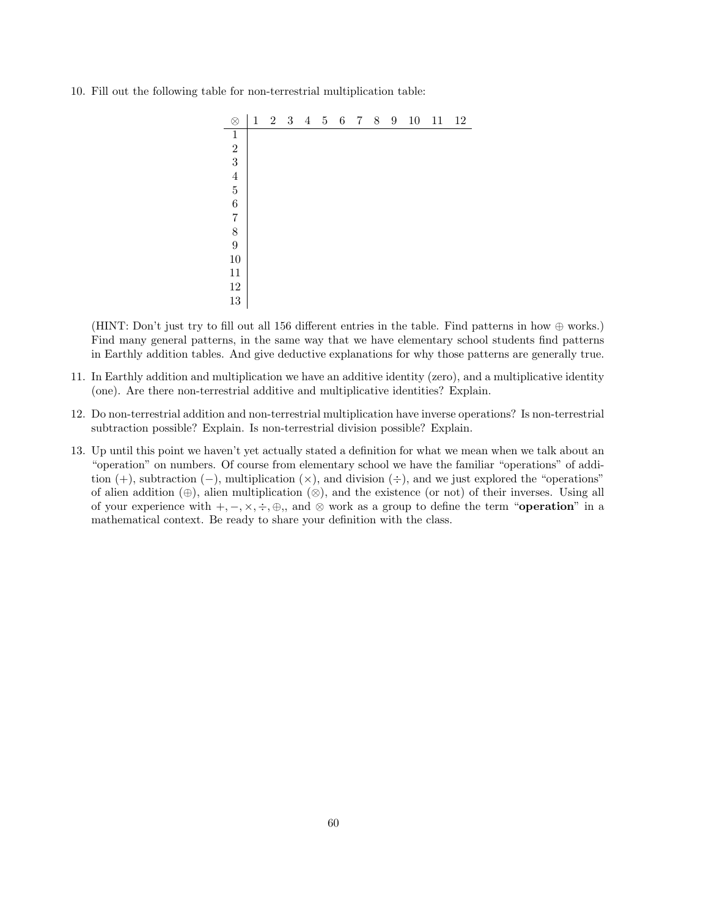10. Fill out the following table for non-terrestrial multiplication table:

| $\otimes$ | 1 | 2 | 3 | 4 | 5 | 6 | 7 | 8 | 9 | 10 | 11 | 12 |
|---|---|---|---|---|---|---|---|---|---|---|---|---|
| 1 | | | | | | | | | | | | |
| 2 | | | | | | | | | | | | |
| 3 | | | | | | | | | | | | |
| 4 | | | | | | | | | | | | |
| 5 | | | | | | | | | | | | |
| 6 | | | | | | | | | | | | |
| 7 | | | | | | | | | | | | |
| 8 | | | | | | | | | | | | |
| 9 | | | | | | | | | | | | |
| 10 | | | | | | | | | | | | |
| 11 | | | | | | | | | | | | |
| 12 | | | | | | | | | | | | |
| 13 | | | | | | | | | | | | |

(HINT: Don't just try to fill out all 156 different entries in the table. Find patterns in how $\oplus$ works.) Find many general patterns, in the same way that we have elementary school students find patterns in Earthly addition tables. And give deductive explanations for why those patterns are generally true.

11. In Earthly addition and multiplication we have an additive identity (zero), and a multiplicative identity (one). Are there non-terrestrial additive and multiplicative identities? Explain.

12. Do non-terrestrial addition and non-terrestrial multiplication have inverse operations? Is non-terrestrial subtraction possible? Explain. Is non-terrestrial division possible? Explain.

13. Up until this point we haven't yet actually stated a definition for what we mean when we talk about an "operation" on numbers. Of course from elementary school we have the familiar "operations" of addition ($+$), subtraction ($-$), multiplication ($\times$), and division ($\div$), and we just explored the "operations" of alien addition ($\oplus$), alien multiplication ($\otimes$), and the existence (or not) of their inverses. Using all of your experience with $+, -, \times, \div, \oplus,$, and $\otimes$ work as a group to define the term "**operation**" in a mathematical context. Be ready to share your definition with the class.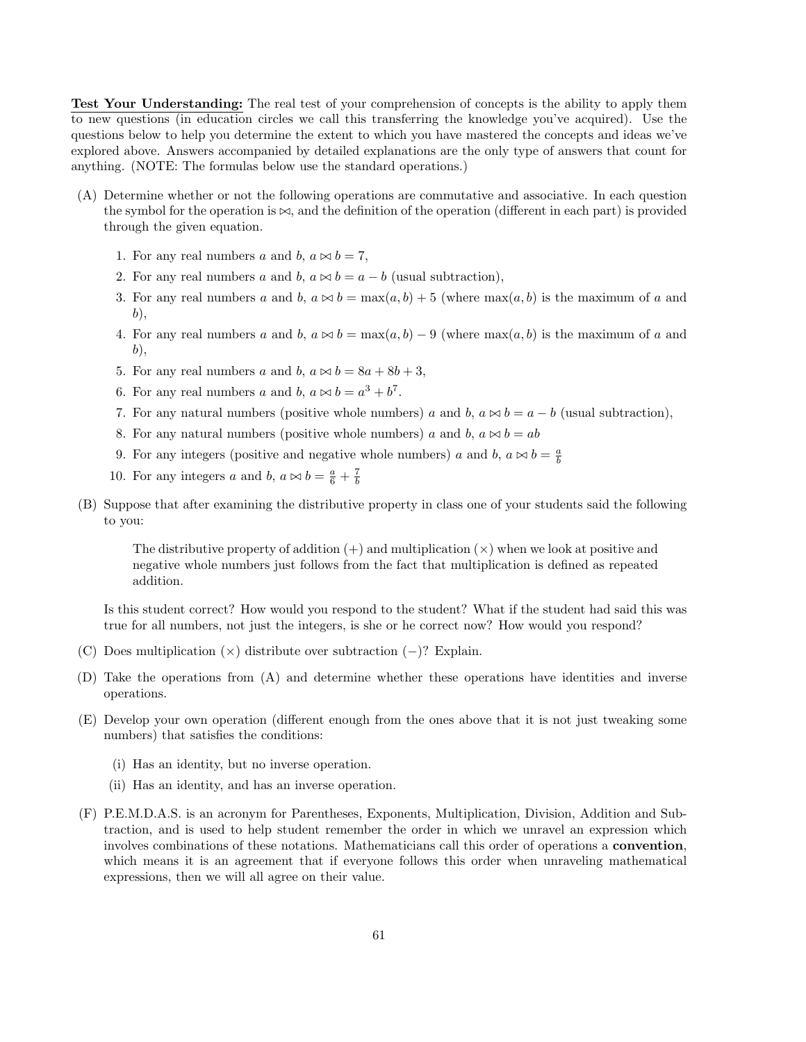<u>**Test Your Understanding:**</u> The real test of your comprehension of concepts is the ability to apply them to new questions (in education circles we call this transferring the knowledge you've acquired). Use the questions below to help you determine the extent to which you have mastered the concepts and ideas we've explored above. Answers accompanied by detailed explanations are the only type of answers that count for anything. (NOTE: The formulas below use the standard operations.)

(A) Determine whether or not the following operations are commutative and associative. In each question the symbol for the operation is $\bowtie$, and the definition of the operation (different in each part) is provided through the given equation.

1. For any real numbers $a$ and $b$, $a \bowtie b = 7$,
2. For any real numbers $a$ and $b$, $a \bowtie b = a - b$ (usual subtraction),
3. For any real numbers $a$ and $b$, $a \bowtie b = \max(a, b) + 5$ (where $\max(a, b)$ is the maximum of $a$ and $b$),
4. For any real numbers $a$ and $b$, $a \bowtie b = \max(a, b) - 9$ (where $\max(a, b)$ is the maximum of $a$ and $b$),
5. For any real numbers $a$ and $b$, $a \bowtie b = 8a + 8b + 3$,
6. For any real numbers $a$ and $b$, $a \bowtie b = a^3 + b^7$.
7. For any natural numbers (positive whole numbers) $a$ and $b$, $a \bowtie b = a - b$ (usual subtraction),
8. For any natural numbers (positive whole numbers) $a$ and $b$, $a \bowtie b = ab$
9. For any integers (positive and negative whole numbers) $a$ and $b$, $a \bowtie b = \frac{a}{b}$
10. For any integers $a$ and $b$, $a \bowtie b = \frac{a}{6} + \frac{7}{b}$

(B) Suppose that after examining the distributive property in class one of your students said the following to you:

> The distributive property of addition (+) and multiplication (×) when we look at positive and negative whole numbers just follows from the fact that multiplication is defined as repeated addition.

Is this student correct? How would you respond to the student? What if the student had said this was true for all numbers, not just the integers, is she or he correct now? How would you respond?

(C) Does multiplication (×) distribute over subtraction (−)? Explain.

(D) Take the operations from (A) and determine whether these operations have identities and inverse operations.

(E) Develop your own operation (different enough from the ones above that it is not just tweaking some numbers) that satisfies the conditions:

(i) Has an identity, but no inverse operation.

(ii) Has an identity, and has an inverse operation.

(F) P.E.M.D.A.S. is an acronym for Parentheses, Exponents, Multiplication, Division, Addition and Subtraction, and is used to help student remember the order in which we unravel an expression which involves combinations of these notations. Mathematicians call this order of operations a **convention**, which means it is an agreement that if everyone follows this order when unraveling mathematical expressions, then we will all agree on their value.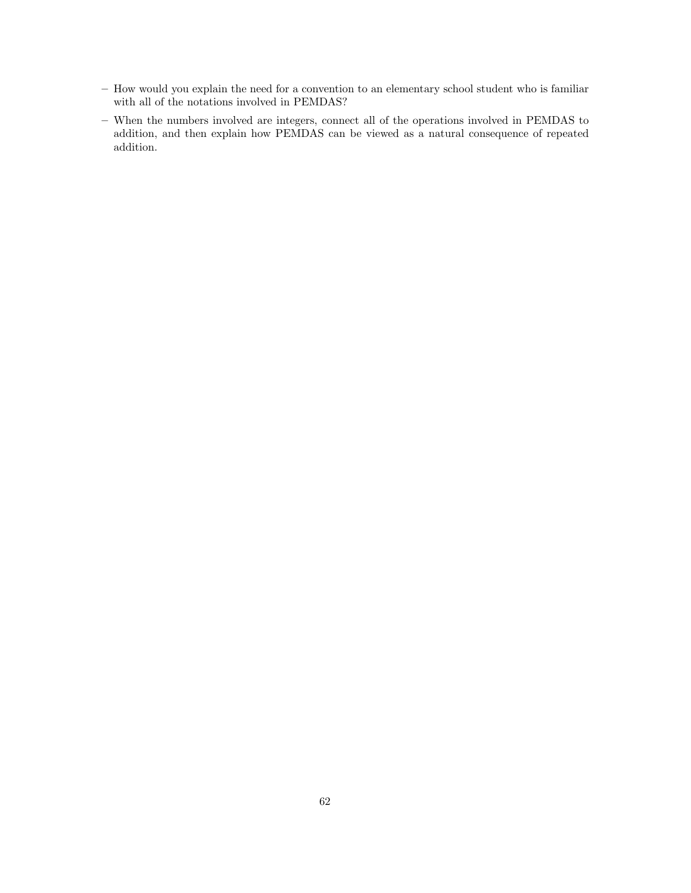- How would you explain the need for a convention to an elementary school student who is familiar with all of the notations involved in PEMDAS?
- When the numbers involved are integers, connect all of the operations involved in PEMDAS to addition, and then explain how PEMDAS can be viewed as a natural consequence of repeated addition.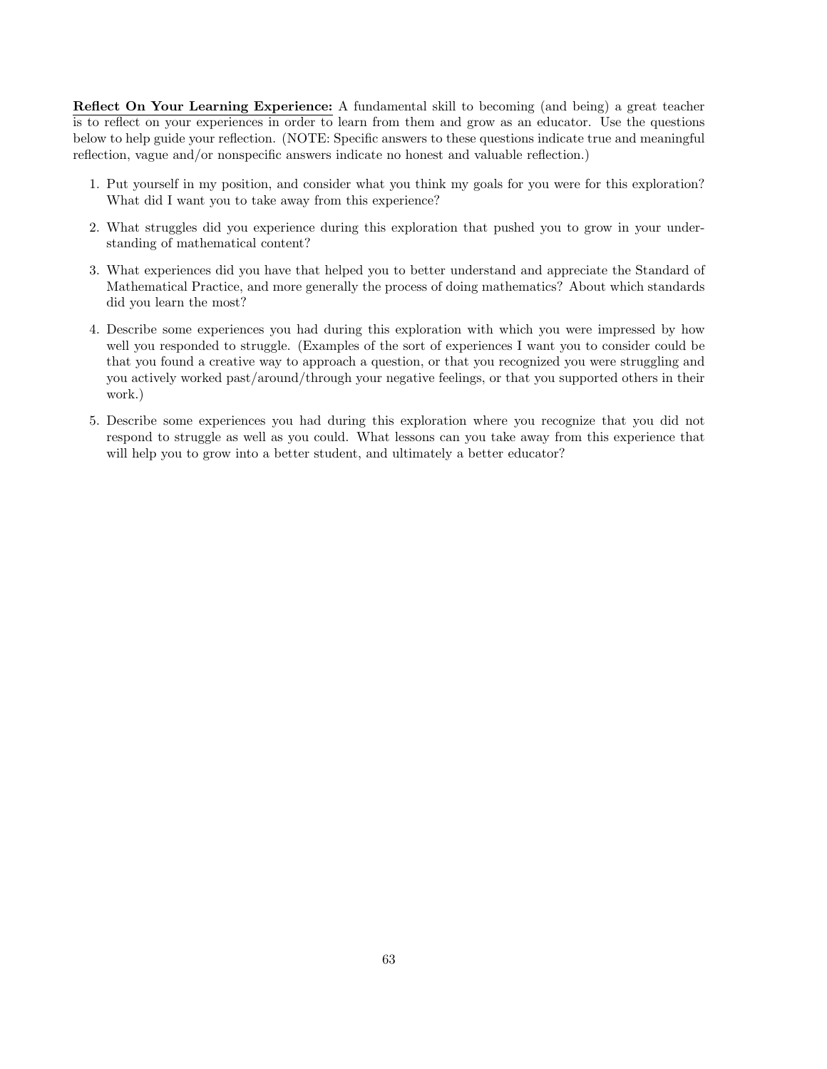**Reflect On Your Learning Experience:** A fundamental skill to becoming (and being) a great teacher is to reflect on your experiences in order to learn from them and grow as an educator. Use the questions below to help guide your reflection. (NOTE: Specific answers to these questions indicate true and meaningful reflection, vague and/or nonspecific answers indicate no honest and valuable reflection.)

1. Put yourself in my position, and consider what you think my goals for you were for this exploration? What did I want you to take away from this experience?
2. What struggles did you experience during this exploration that pushed you to grow in your understanding of mathematical content?
3. What experiences did you have that helped you to better understand and appreciate the Standard of Mathematical Practice, and more generally the process of doing mathematics? About which standards did you learn the most?
4. Describe some experiences you had during this exploration with which you were impressed by how well you responded to struggle. (Examples of the sort of experiences I want you to consider could be that you found a creative way to approach a question, or that you recognized you were struggling and you actively worked past/around/through your negative feelings, or that you supported others in their work.)
5. Describe some experiences you had during this exploration where you recognize that you did not respond to struggle as well as you could. What lessons can you take away from this experience that will help you to grow into a better student, and ultimately a better educator?